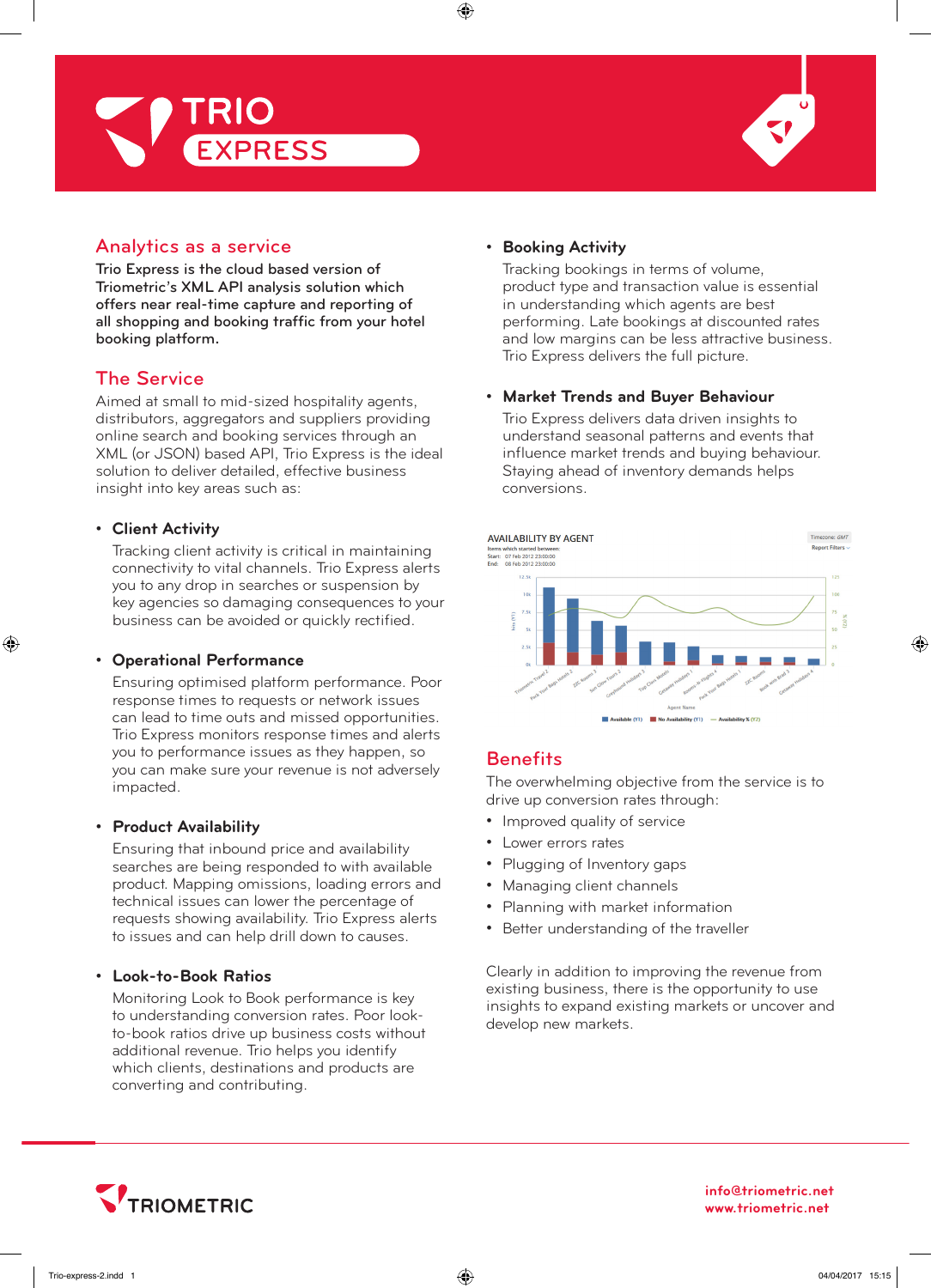# TRIO EXPRESS

## Analytics as a service

**Trio Express is the cloud based version of Triometric's XML API analysis solution which offers near real-time capture and reporting of all shopping and booking traffic from your hotel booking platform.**

## The Service

Aimed at small to mid-sized hospitality agents, distributors, aggregators and suppliers providing online search and booking services through an XML (or JSON) based API, Trio Express is the ideal solution to deliver detailed, effective business insight into key areas such as:

- **Client Activity**
  Tracking client activity is critical in maintaining connectivity to vital channels. Trio Express alerts you to any drop in searches or suspension by key agencies so damaging consequences to your business can be avoided or quickly rectified.

- **Operational Performance**
  Ensuring optimised platform performance. Poor response times to requests or network issues can lead to time outs and missed opportunities. Trio Express monitors response times and alerts you to performance issues as they happen, so you can make sure your revenue is not adversely impacted.

- **Product Availability**
  Ensuring that inbound price and availability searches are being responded to with available product. Mapping omissions, loading errors and technical issues can lower the percentage of requests showing availability. Trio Express alerts to issues and can help drill down to causes.

- **Look-to-Book Ratios**
  Monitoring Look to Book performance is key to understanding conversion rates. Poor look-to-book ratios drive up business costs without additional revenue. Trio helps you identify which clients, destinations and products are converting and contributing.

- **Booking Activity**
  Tracking bookings in terms of volume, product type and transaction value is essential in understanding which agents are best performing. Late bookings at discounted rates and low margins can be less attractive business. Trio Express delivers the full picture.

- **Market Trends and Buyer Behaviour**
  Trio Express delivers data driven insights to understand seasonal patterns and events that influence market trends and buying behaviour. Staying ahead of inventory demands helps conversions.

## Benefits

The overwhelming objective from the service is to drive up conversion rates through:

- Improved quality of service
- Lower errors rates
- Plugging of Inventory gaps
- Managing client channels
- Planning with market information
- Better understanding of the traveller

Clearly in addition to improving the revenue from existing business, there is the opportunity to use insights to expand existing markets or uncover and develop new markets.

**TRIOMETRIC**

info@triometric.net
www.triometric.net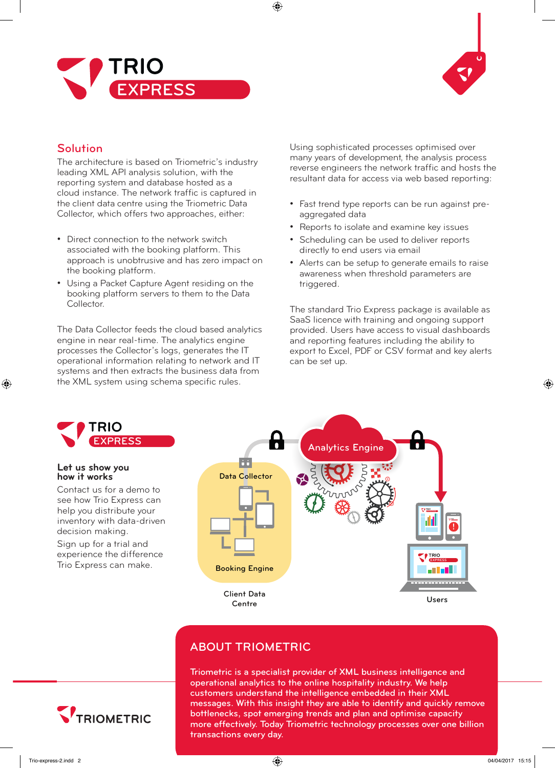# TRIO EXPRESS

## Solution

The architecture is based on Triometric's industry leading XML API analysis solution, with the reporting system and database hosted as a cloud instance. The network traffic is captured in the client data centre using the Triometric Data Collector, which offers two approaches, either:

- Direct connection to the network switch associated with the booking platform. This approach is unobtrusive and has zero impact on the booking platform.
- Using a Packet Capture Agent residing on the booking platform servers to them to the Data Collector.

The Data Collector feeds the cloud based analytics engine in near real-time. The analytics engine processes the Collector's logs, generates the IT operational information relating to network and IT systems and then extracts the business data from the XML system using schema specific rules.

Using sophisticated processes optimised over many years of development, the analysis process reverse engineers the network traffic and hosts the resultant data for access via web based reporting:

- Fast trend type reports can be run against pre-aggregated data
- Reports to isolate and examine key issues
- Scheduling can be used to deliver reports directly to end users via email
- Alerts can be setup to generate emails to raise awareness when threshold parameters are triggered.

The standard Trio Express package is available as SaaS licence with training and ongoing support provided. Users have access to visual dashboards and reporting features including the ability to export to Excel, PDF or CSV format and key alerts can be set up.

TRIO EXPRESS

**Let us show you how it works**

Contact us for a demo to see how Trio Express can help you distribute your inventory with data-driven decision making.

Sign up for a trial and experience the difference Trio Express can make.

Analytics Engine

Data Collector

Booking Engine

Client Data Centre

Users

## ABOUT TRIOMETRIC

Triometric is a specialist provider of XML business intelligence and operational analytics to the online hospitality industry. We help customers understand the intelligence embedded in their XML messages. With this insight they are able to identify and quickly remove bottlenecks, spot emerging trends and plan and optimise capacity more effectively. Today Triometric technology processes over one billion transactions every day.

TRIOMETRIC